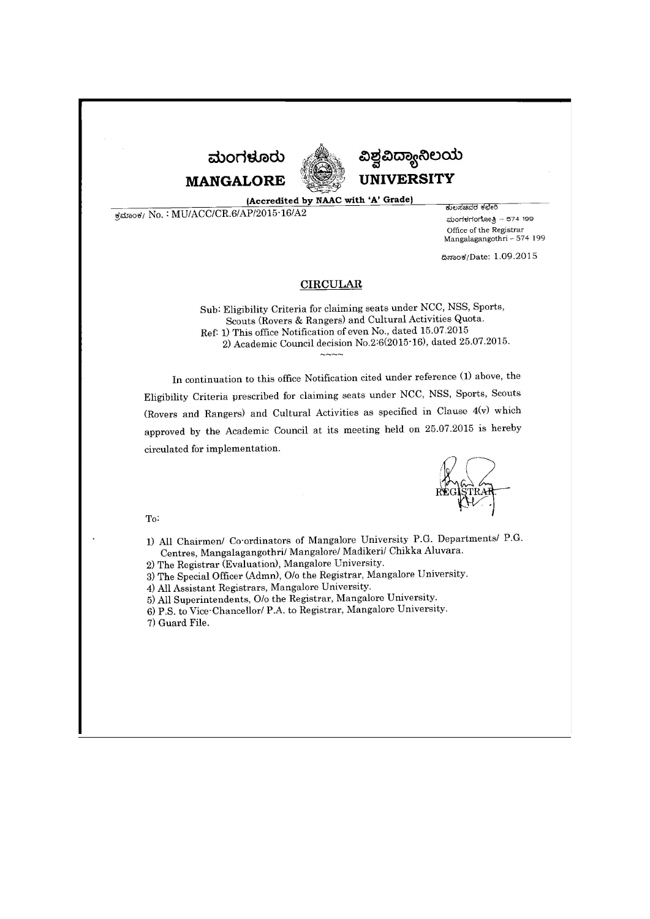ಮಂಗಳೂರು ವಿಶ್ವವಿದ್ಯಾನಿಲಯ

**MANGALORE UNIVERSITY**

**(Accredited by NAAC with 'A' Grade)**

ಕ್ರಮಾಂಕ/ No. : MU/ACC/CR.6/AP/2015-16/A2

ಕುಲಸಚಿವರ ಕಛೇರಿ
ಮಂಗಳಗಂಗೋತ್ರಿ – 574 199
Office of the Registrar
Mangalagangothri – 574 199

ದಿನಾಂಕ/Date: 1.09.2015

## CIRCULAR

Sub: Eligibility Criteria for claiming seats under NCC, NSS, Sports, Scouts (Rovers & Rangers) and Cultural Activities Quota.

Ref: 1) This office Notification of even No., dated 15.07.2015
2) Academic Council decision No.2:6(2015-16), dated 25.07.2015.

~~~~

In continuation to this office Notification cited under reference (1) above, the Eligibility Criteria prescribed for claiming seats under NCC, NSS, Sports, Scouts (Rovers and Rangers) and Cultural Activities as specified in Clause 4(v) which approved by the Academic Council at its meeting held on 25.07.2015 is hereby circulated for implementation.

REGISTRAR.

To:

1) All Chairmen/ Co-ordinators of Mangalore University P.G. Departments/ P.G. Centres, Mangalagangothri/ Mangalore/ Madikeri/ Chikka Aluvara.
2) The Registrar (Evaluation), Mangalore University.
3) The Special Officer (Admn), O/o the Registrar, Mangalore University.
4) All Assistant Registrars, Mangalore University.
5) All Superintendents, O/o the Registrar, Mangalore University.
6) P.S. to Vice-Chancellor/ P.A. to Registrar, Mangalore University.
7) Guard File.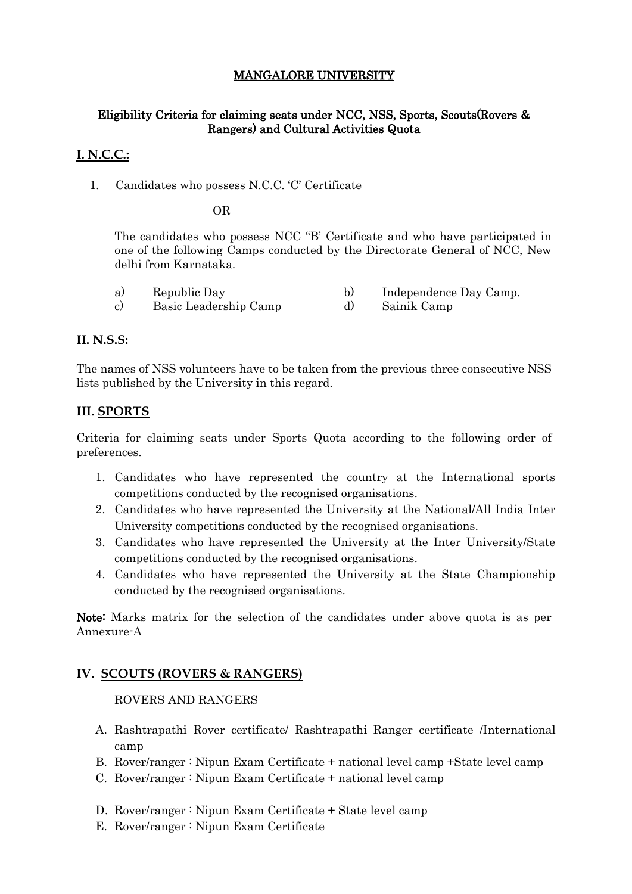# MANGALORE UNIVERSITY

## Eligibility Criteria for claiming seats under NCC, NSS, Sports, Scouts(Rovers & Rangers) and Cultural Activities Quota

## I. N.C.C.:

1. Candidates who possess N.C.C. 'C' Certificate

   OR

   The candidates who possess NCC "B' Certificate and who have participated in one of the following Camps conducted by the Directorate General of NCC, New delhi from Karnataka.

   a) Republic Day
   b) Independence Day Camp.
   c) Basic Leadership Camp
   d) Sainik Camp

## II. N.S.S:

The names of NSS volunteers have to be taken from the previous three consecutive NSS lists published by the University in this regard.

## III. SPORTS

Criteria for claiming seats under Sports Quota according to the following order of preferences.

1. Candidates who have represented the country at the International sports competitions conducted by the recognised organisations.
2. Candidates who have represented the University at the National/All India Inter University competitions conducted by the recognised organisations.
3. Candidates who have represented the University at the Inter University/State competitions conducted by the recognised organisations.
4. Candidates who have represented the University at the State Championship conducted by the recognised organisations.

**Note:** Marks matrix for the selection of the candidates under above quota is as per Annexure-A

## IV. SCOUTS (ROVERS & RANGERS)

ROVERS AND RANGERS

A. Rashtrapathi Rover certificate/ Rashtrapathi Ranger certificate /International camp
B. Rover/ranger : Nipun Exam Certificate + national level camp +State level camp
C. Rover/ranger : Nipun Exam Certificate + national level camp
D. Rover/ranger : Nipun Exam Certificate + State level camp
E. Rover/ranger : Nipun Exam Certificate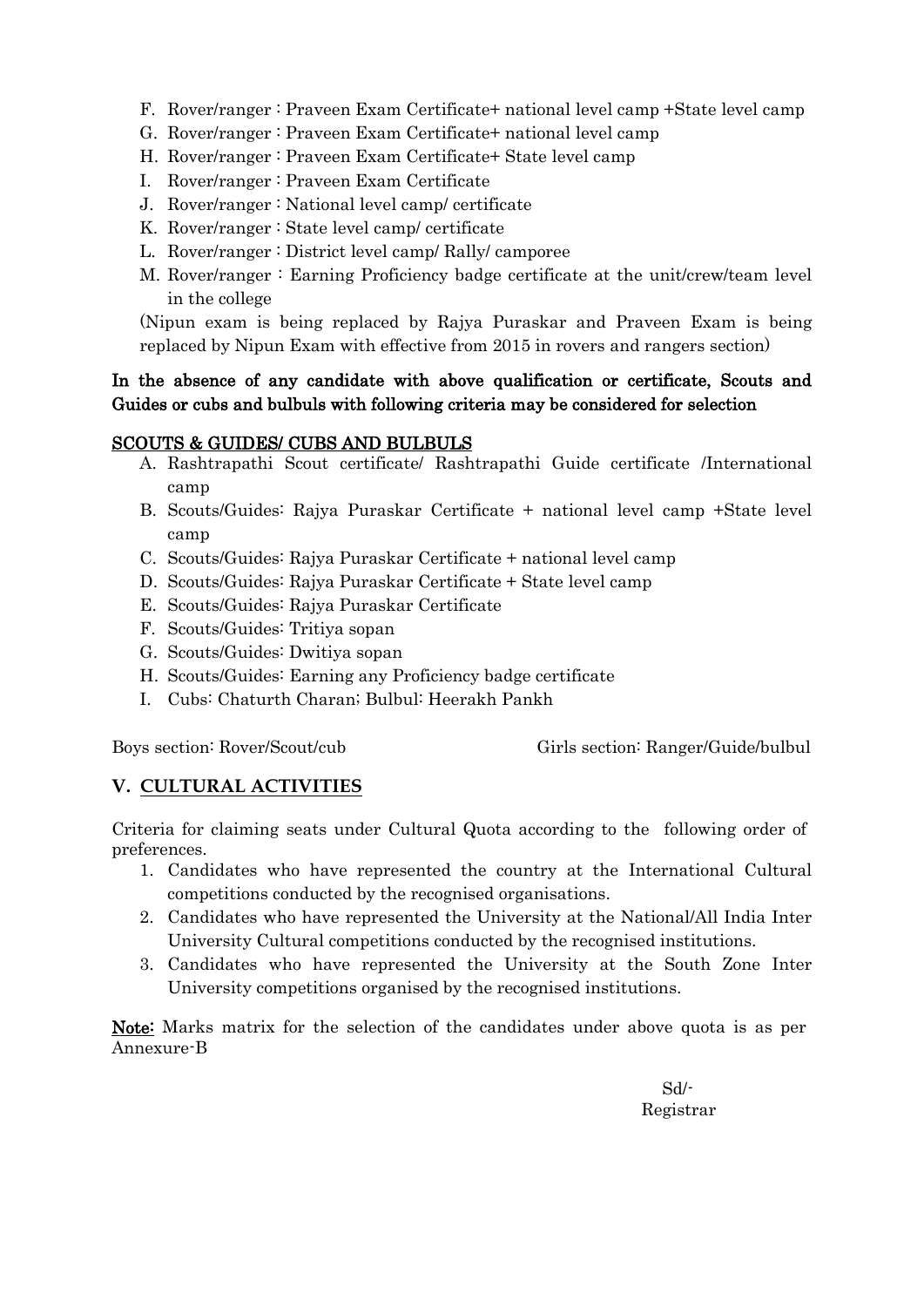F. Rover/ranger : Praveen Exam Certificate+ national level camp +State level camp
G. Rover/ranger : Praveen Exam Certificate+ national level camp
H. Rover/ranger : Praveen Exam Certificate+ State level camp
I. Rover/ranger : Praveen Exam Certificate
J. Rover/ranger : National level camp/ certificate
K. Rover/ranger : State level camp/ certificate
L. Rover/ranger : District level camp/ Rally/ camporee
M. Rover/ranger : Earning Proficiency badge certificate at the unit/crew/team level in the college

(Nipun exam is being replaced by Rajya Puraskar and Praveen Exam is being replaced by Nipun Exam with effective from 2015 in rovers and rangers section)

**In the absence of any candidate with above qualification or certificate, Scouts and Guides or cubs and bulbuls with following criteria may be considered for selection**

**SCOUTS & GUIDES/ CUBS AND BULBULS**

A. Rashtrapathi Scout certificate/ Rashtrapathi Guide certificate /International camp
B. Scouts/Guides: Rajya Puraskar Certificate + national level camp +State level camp
C. Scouts/Guides: Rajya Puraskar Certificate + national level camp
D. Scouts/Guides: Rajya Puraskar Certificate + State level camp
E. Scouts/Guides: Rajya Puraskar Certificate
F. Scouts/Guides: Tritiya sopan
G. Scouts/Guides: Dwitiya sopan
H. Scouts/Guides: Earning any Proficiency badge certificate
I. Cubs: Chaturth Charan; Bulbul: Heerakh Pankh

Boys section: Rover/Scout/cub Girls section: Ranger/Guide/bulbul

## V. CULTURAL ACTIVITIES

Criteria for claiming seats under Cultural Quota according to the following order of preferences.

1. Candidates who have represented the country at the International Cultural competitions conducted by the recognised organisations.
2. Candidates who have represented the University at the National/All India Inter University Cultural competitions conducted by the recognised institutions.
3. Candidates who have represented the University at the South Zone Inter University competitions organised by the recognised institutions.

**Note:** Marks matrix for the selection of the candidates under above quota is as per Annexure-B

Sd/-
Registrar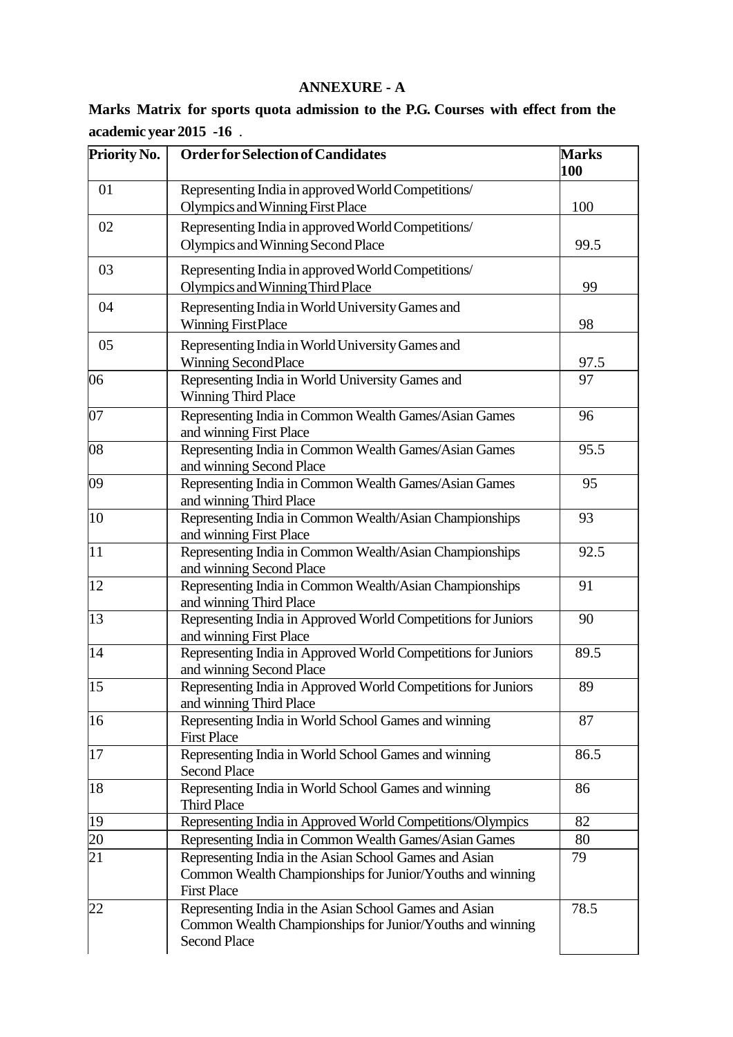## ANNEXURE - A

**Marks Matrix for sports quota admission to the P.G. Courses with effect from the academic year 2015 -16** .

| Priority No. | Order for Selection of Candidates | Marks 100 |
|---|---|---|
| 01 | Representing India in approved World Competitions/ Olympics and Winning First Place | 100 |
| 02 | Representing India in approved World Competitions/ Olympics and Winning Second Place | 99.5 |
| 03 | Representing India in approved World Competitions/ Olympics and Winning Third Place | 99 |
| 04 | Representing India in World University Games and Winning First Place | 98 |
| 05 | Representing India in World University Games and Winning Second Place | 97.5 |
| 06 | Representing India in World University Games and Winning Third Place | 97 |
| 07 | Representing India in Common Wealth Games/Asian Games and winning First Place | 96 |
| 08 | Representing India in Common Wealth Games/Asian Games and winning Second Place | 95.5 |
| 09 | Representing India in Common Wealth Games/Asian Games and winning Third Place | 95 |
| 10 | Representing India in Common Wealth/Asian Championships and winning First Place | 93 |
| 11 | Representing India in Common Wealth/Asian Championships and winning Second Place | 92.5 |
| 12 | Representing India in Common Wealth/Asian Championships and winning Third Place | 91 |
| 13 | Representing India in Approved World Competitions for Juniors and winning First Place | 90 |
| 14 | Representing India in Approved World Competitions for Juniors and winning Second Place | 89.5 |
| 15 | Representing India in Approved World Competitions for Juniors and winning Third Place | 89 |
| 16 | Representing India in World School Games and winning First Place | 87 |
| 17 | Representing India in World School Games and winning Second Place | 86.5 |
| 18 | Representing India in World School Games and winning Third Place | 86 |
| 19 | Representing India in Approved World Competitions/Olympics | 82 |
| 20 | Representing India in Common Wealth Games/Asian Games | 80 |
| 21 | Representing India in the Asian School Games and Asian Common Wealth Championships for Junior/Youths and winning First Place | 79 |
| 22 | Representing India in the Asian School Games and Asian Common Wealth Championships for Junior/Youths and winning Second Place | 78.5 |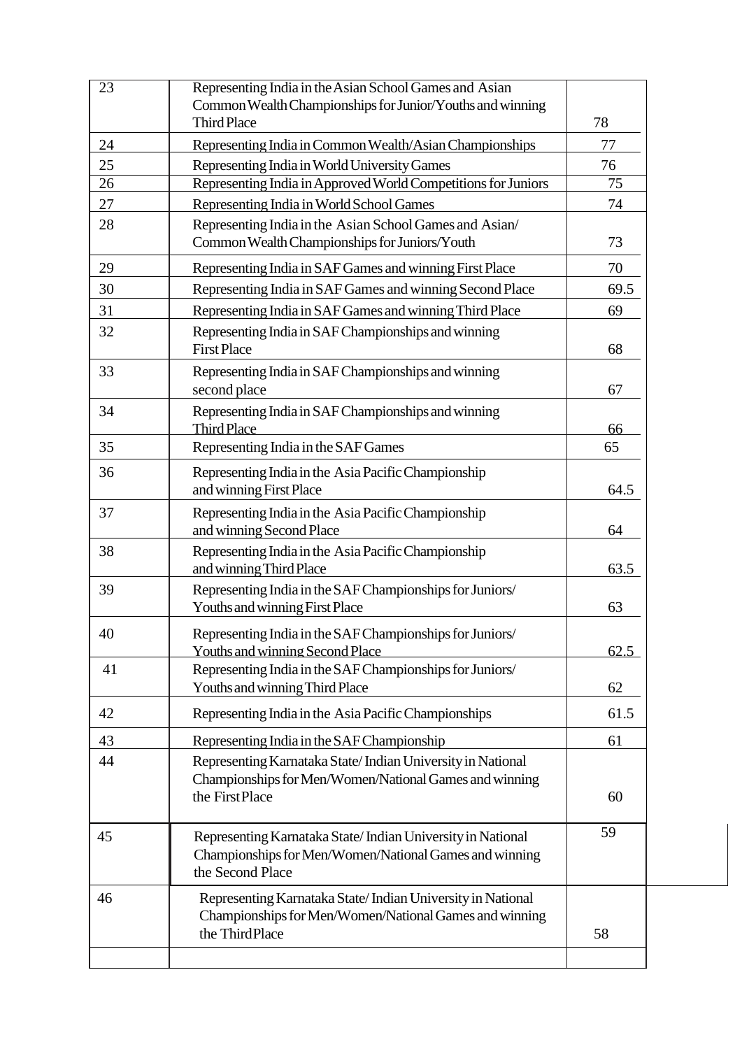| | | |
|---|---|---|
| 23 | Representing India in the Asian School Games and Asian Common Wealth Championships for Junior/Youths and winning Third Place | 78 |
| 24 | Representing India in Common Wealth/Asian Championships | 77 |
| 25 | Representing India in World University Games | 76 |
| 26 | Representing India in Approved World Competitions for Juniors | 75 |
| 27 | Representing India in World School Games | 74 |
| 28 | Representing India in the Asian School Games and Asian/ Common Wealth Championships for Juniors/Youth | 73 |
| 29 | Representing India in SAF Games and winning First Place | 70 |
| 30 | Representing India in SAF Games and winning Second Place | 69.5 |
| 31 | Representing India in SAF Games and winning Third Place | 69 |
| 32 | Representing India in SAF Championships and winning First Place | 68 |
| 33 | Representing India in SAF Championships and winning second place | 67 |
| 34 | Representing India in SAF Championships and winning Third Place | 66 |
| 35 | Representing India in the SAF Games | 65 |
| 36 | Representing India in the Asia Pacific Championship and winning First Place | 64.5 |
| 37 | Representing India in the Asia Pacific Championship and winning Second Place | 64 |
| 38 | Representing India in the Asia Pacific Championship and winning Third Place | 63.5 |
| 39 | Representing India in the SAF Championships for Juniors/ Youths and winning First Place | 63 |
| 40 | Representing India in the SAF Championships for Juniors/ Youths and winning Second Place | 62.5 |
| 41 | Representing India in the SAF Championships for Juniors/ Youths and winning Third Place | 62 |
| 42 | Representing India in the Asia Pacific Championships | 61.5 |
| 43 | Representing India in the SAF Championship | 61 |
| 44 | Representing Karnataka State/ Indian University in National Championships for Men/Women/National Games and winning the First Place | 60 |
| 45 | Representing Karnataka State/ Indian University in National Championships for Men/Women/National Games and winning the Second Place | 59 |
| 46 | Representing Karnataka State/ Indian University in National Championships for Men/Women/National Games and winning the Third Place | 58 |
| | | |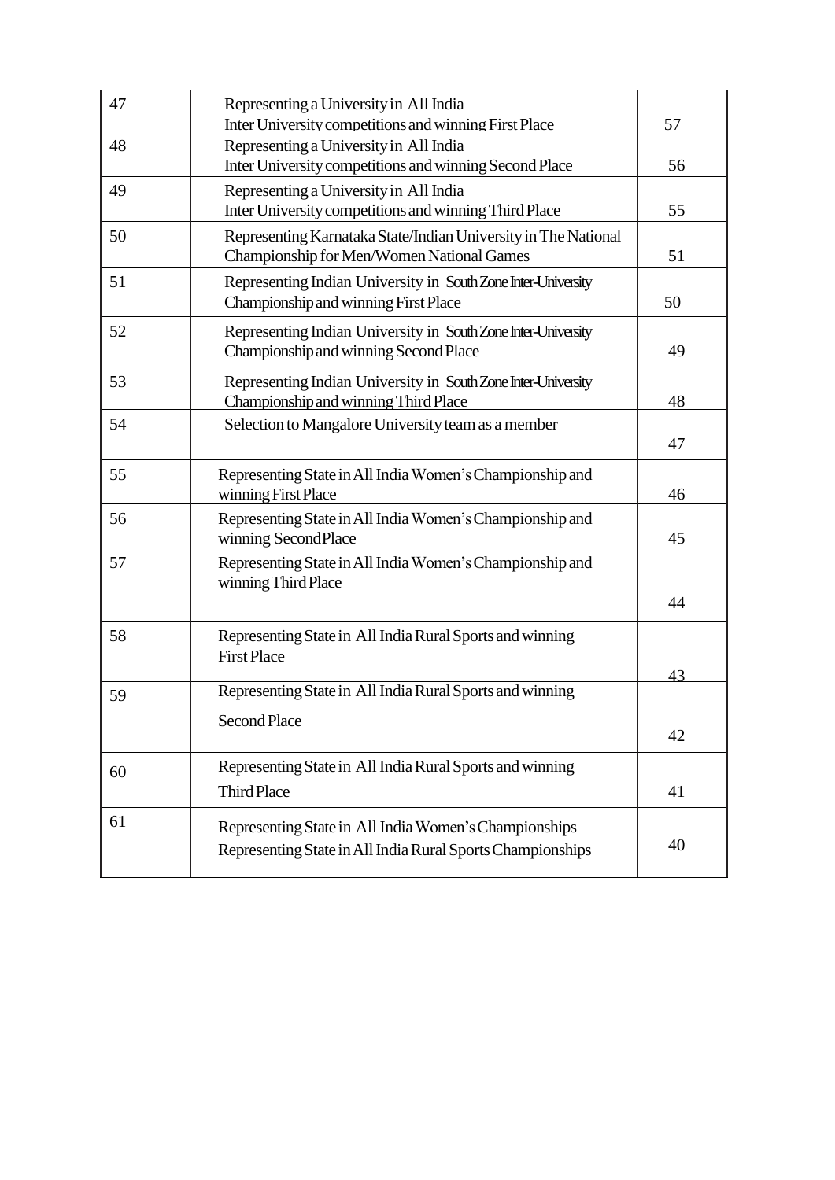| 47 | Representing a University in All India Inter University competitions and winning First Place | 57 |
|---|---|---|
| 48 | Representing a University in All India Inter University competitions and winning Second Place | 56 |
| 49 | Representing a University in All India Inter University competitions and winning Third Place | 55 |
| 50 | Representing Karnataka State/Indian University in The National Championship for Men/Women National Games | 51 |
| 51 | Representing Indian University in South Zone Inter-University Championship and winning First Place | 50 |
| 52 | Representing Indian University in South Zone Inter-University Championship and winning Second Place | 49 |
| 53 | Representing Indian University in South Zone Inter-University Championship and winning Third Place | 48 |
| 54 | Selection to Mangalore University team as a member | 47 |
| 55 | Representing State in All India Women's Championship and winning First Place | 46 |
| 56 | Representing State in All India Women's Championship and winning SecondPlace | 45 |
| 57 | Representing State in All India Women's Championship and winning Third Place | 44 |
| 58 | Representing State in All India Rural Sports and winning First Place | 43 |
| 59 | Representing State in All India Rural Sports and winning Second Place | 42 |
| 60 | Representing State in All India Rural Sports and winning Third Place | 41 |
| 61 | Representing State in All India Women's Championships Representing State in All India Rural Sports Championships | 40 |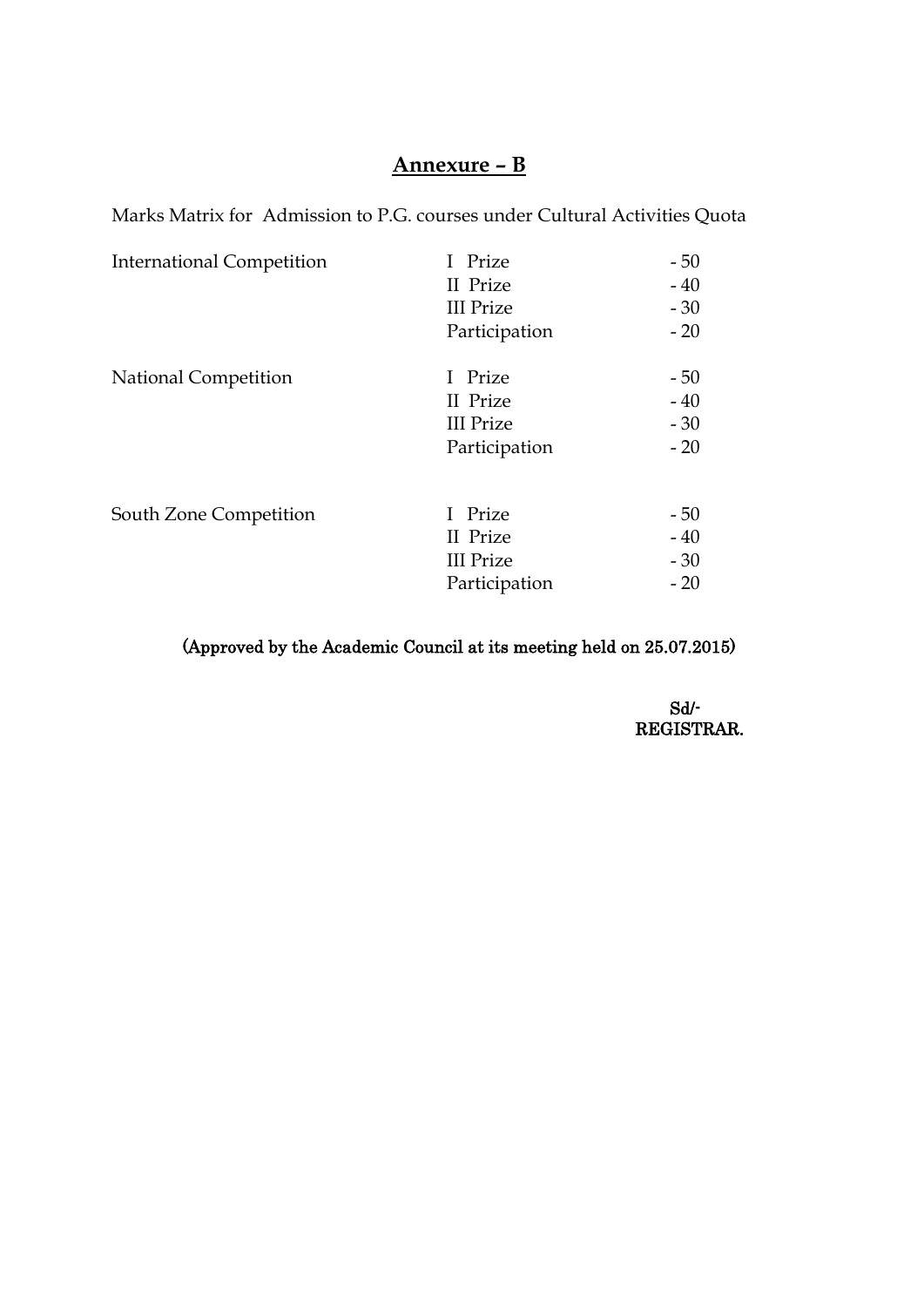## Annexure – B

Marks Matrix for Admission to P.G. courses under Cultural Activities Quota

| | | |
|---|---|---|
| International Competition | I Prize | - 50 |
| | II Prize | - 40 |
| | III Prize | - 30 |
| | Participation | - 20 |
| National Competition | I Prize | - 50 |
| | II Prize | - 40 |
| | III Prize | - 30 |
| | Participation | - 20 |
| South Zone Competition | I Prize | - 50 |
| | II Prize | - 40 |
| | III Prize | - 30 |
| | Participation | - 20 |

(Approved by the Academic Council at its meeting held on 25.07.2015)

Sd/-
REGISTRAR.